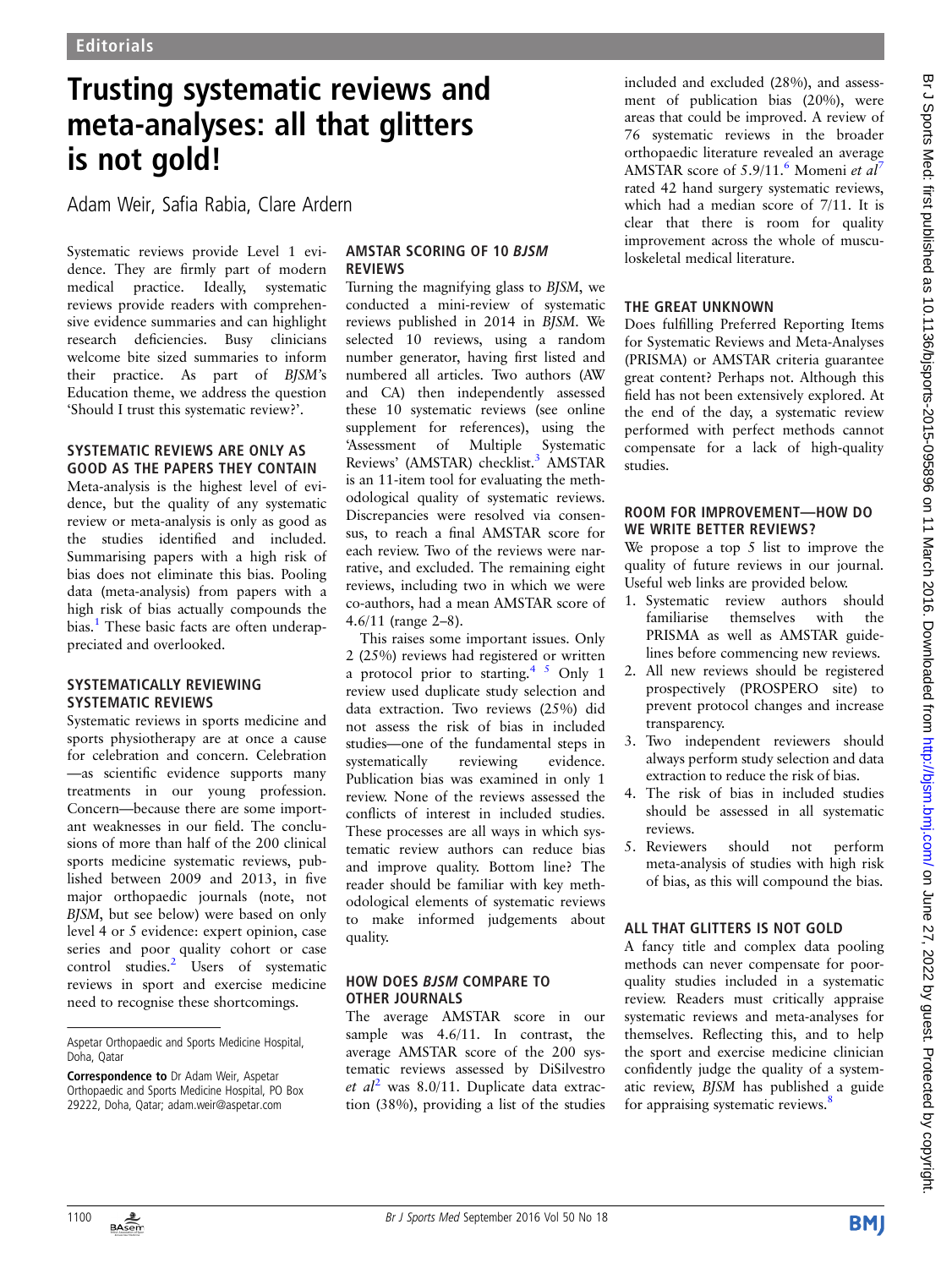# Trusting systematic reviews and meta-analyses: all that glitters is not gold!

Adam Weir, Safia Rabia, Clare Ardern

Systematic reviews provide Level 1 evidence. They are firmly part of modern medical practice. Ideally, systematic reviews provide readers with comprehensive evidence summaries and can highlight research deficiencies. Busy clinicians welcome bite sized summaries to inform their practice. As part of *BJSM*'s Education theme, we address the question 'Should I trust this systematic review?'.

## SYSTEMATIC REVIEWS ARE ONLY AS GOOD AS THE PAPERS THEY CONTAIN

Meta-analysis is the highest level of evidence, but the quality of any systematic review or meta-analysis is only as good as the studies identified and included. Summarising papers with a high risk of bias does not eliminate this bias. Pooling data (meta-analysis) from papers with a high risk of bias actually compounds the bias.[1] These basic facts are often underappreciated and overlooked.

## SYSTEMATICALLY REVIEWING SYSTEMATIC REVIEWS

Systematic reviews in sports medicine and sports physiotherapy are at once a cause for celebration and concern. Celebration —as scientific evidence supports many treatments in our young profession. Concern—because there are some important weaknesses in our field. The conclusions of more than half of the 200 clinical sports medicine systematic reviews, published between 2009 and 2013, in five major orthopaedic journals (note, not *BJSM*, but see below) were based on only level 4 or 5 evidence: expert opinion, case series and poor quality cohort or case control studies.[2] Users of systematic reviews in sport and exercise medicine need to recognise these shortcomings.

## AMSTAR SCORING OF 10 *BJSM* REVIEWS

Turning the magnifying glass to *BJSM*, we conducted a mini-review of systematic reviews published in 2014 in *BJSM*. We selected 10 reviews, using a random number generator, having first listed and numbered all articles. Two authors (AW and CA) then independently assessed these 10 systematic reviews (see online supplement for references), using the 'Assessment of Multiple Systematic Reviews' (AMSTAR) checklist.[3] AMSTAR is an 11-item tool for evaluating the methodological quality of systematic reviews. Discrepancies were resolved via consensus, to reach a final AMSTAR score for each review. Two of the reviews were narrative, and excluded. The remaining eight reviews, including two in which we were co-authors, had a mean AMSTAR score of 4.6/11 (range 2–8).

This raises some important issues. Only 2 (25%) reviews had registered or written a protocol prior to starting.[4,5] Only 1 review used duplicate study selection and data extraction. Two reviews (25%) did not assess the risk of bias in included studies—one of the fundamental steps in systematically reviewing evidence. Publication bias was examined in only 1 review. None of the reviews assessed the conflicts of interest in included studies. These processes are all ways in which systematic review authors can reduce bias and improve quality. Bottom line? The reader should be familiar with key methodological elements of systematic reviews to make informed judgements about quality.

## HOW DOES *BJSM* COMPARE TO OTHER JOURNALS

The average AMSTAR score in our sample was 4.6/11. In contrast, the average AMSTAR score of the 200 systematic reviews assessed by DiSilvestro *et al*[2] was 8.0/11. Duplicate data extraction (38%), providing a list of the studies included and excluded (28%), and assessment of publication bias (20%), were areas that could be improved. A review of 76 systematic reviews in the broader orthopaedic literature revealed an average AMSTAR score of 5.9/11.[6] Momeni *et al*[7] rated 42 hand surgery systematic reviews, which had a median score of 7/11. It is clear that there is room for quality improvement across the whole of musculoskeletal medical literature.

## THE GREAT UNKNOWN

Does fulfilling Preferred Reporting Items for Systematic Reviews and Meta-Analyses (PRISMA) or AMSTAR criteria guarantee great content? Perhaps not. Although this field has not been extensively explored. At the end of the day, a systematic review performed with perfect methods cannot compensate for a lack of high-quality studies.

## ROOM FOR IMPROVEMENT—HOW DO WE WRITE BETTER REVIEWS?

We propose a top 5 list to improve the quality of future reviews in our journal. Useful web links are provided below.

1. Systematic review authors should familiarise themselves with the PRISMA as well as AMSTAR guidelines before commencing new reviews.
2. All new reviews should be registered prospectively (PROSPERO site) to prevent protocol changes and increase transparency.
3. Two independent reviewers should always perform study selection and data extraction to reduce the risk of bias.
4. The risk of bias in included studies should be assessed in all systematic reviews.
5. Reviewers should not perform meta-analysis of studies with high risk of bias, as this will compound the bias.

## ALL THAT GLITTERS IS NOT GOLD

A fancy title and complex data pooling methods can never compensate for poor-quality studies included in a systematic review. Readers must critically appraise systematic reviews and meta-analyses for themselves. Reflecting this, and to help the sport and exercise medicine clinician confidently judge the quality of a systematic review, *BJSM* has published a guide for appraising systematic reviews.[8]

---

Aspetar Orthopaedic and Sports Medicine Hospital, Doha, Qatar

**Correspondence to** Dr Adam Weir, Aspetar Orthopaedic and Sports Medicine Hospital, PO Box 29222, Doha, Qatar; adam.weir@aspetar.com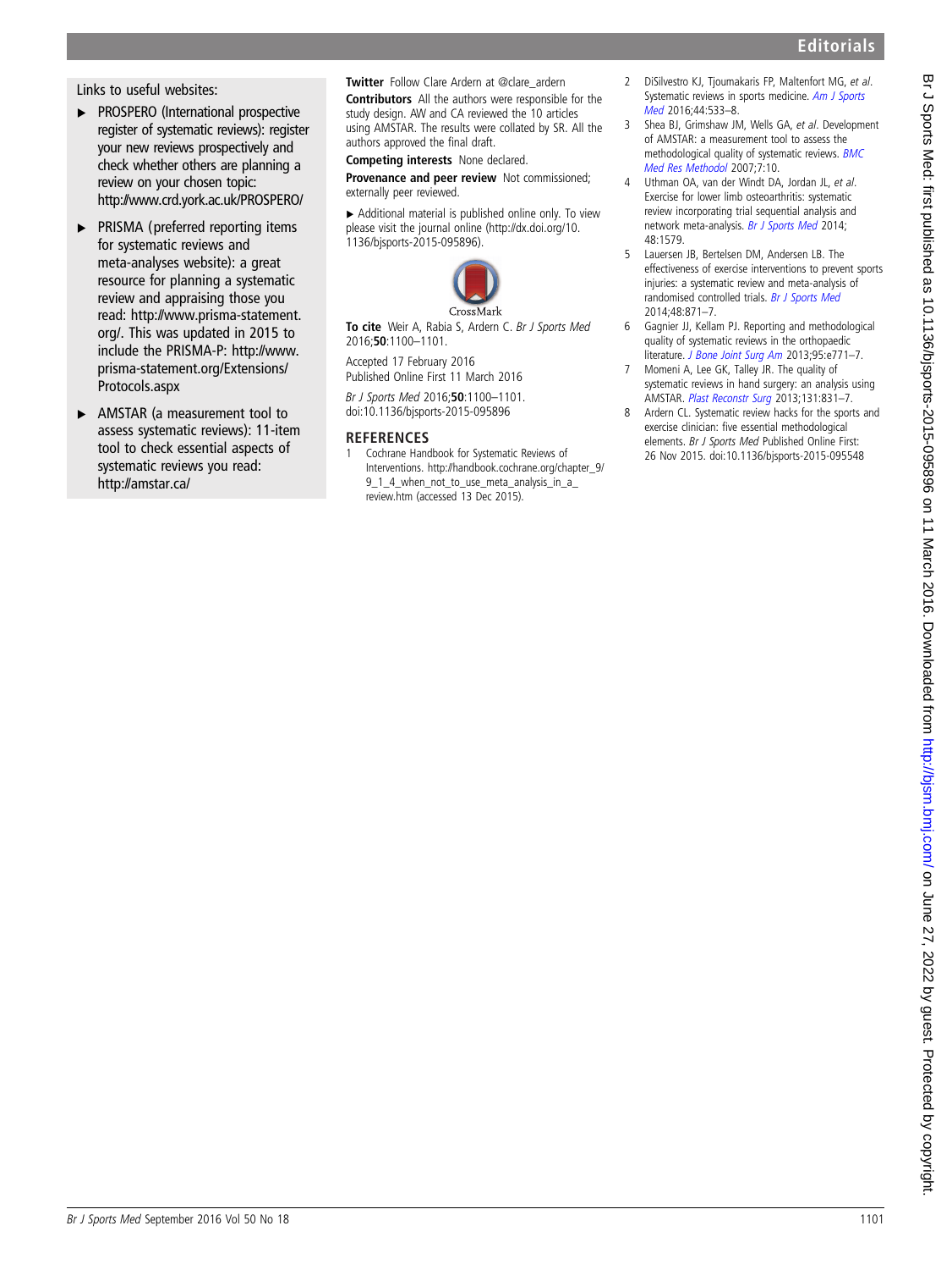Links to useful websites:

- PROSPERO (International prospective register of systematic reviews): register your new reviews prospectively and check whether others are planning a review on your chosen topic: http://www.crd.york.ac.uk/PROSPERO/
- PRISMA (preferred reporting items for systematic reviews and meta-analyses website): a great resource for planning a systematic review and appraising those you read: http://www.prisma-statement.org/. This was updated in 2015 to include the PRISMA-P: http://www.prisma-statement.org/Extensions/Protocols.aspx
- AMSTAR (a measurement tool to assess systematic reviews): 11-item tool to check essential aspects of systematic reviews you read: http://amstar.ca/

**Twitter** Follow Clare Ardern at @clare_ardern

**Contributors** All the authors were responsible for the study design. AW and CA reviewed the 10 articles using AMSTAR. The results were collated by SR. All the authors approved the final draft.

**Competing interests** None declared.

**Provenance and peer review** Not commissioned; externally peer reviewed.

▸ Additional material is published online only. To view please visit the journal online (http://dx.doi.org/10.1136/bjsports-2015-095896).

**To cite** Weir A, Rabia S, Ardern C. *Br J Sports Med* 2016;**50**:1100–1101.

Accepted 17 February 2016
Published Online First 11 March 2016

*Br J Sports Med* 2016;**50**:1100–1101.
doi:10.1136/bjsports-2015-095896

## REFERENCES

1. Cochrane Handbook for Systematic Reviews of Interventions. http://handbook.cochrane.org/chapter_9/9_1_4_when_not_to_use_meta_analysis_in_a_review.htm (accessed 13 Dec 2015).
2. DiSilvestro KJ, Tjoumakaris FP, Maltenfort MG, *et al*. Systematic reviews in sports medicine. *Am J Sports Med* 2016;44:533–8.
3. Shea BJ, Grimshaw JM, Wells GA, *et al*. Development of AMSTAR: a measurement tool to assess the methodological quality of systematic reviews. *BMC Med Res Methodol* 2007;7:10.
4. Uthman OA, van der Windt DA, Jordan JL, *et al*. Exercise for lower limb osteoarthritis: systematic review incorporating trial sequential analysis and network meta-analysis. *Br J Sports Med* 2014;48:1579.
5. Lauersen JB, Bertelsen DM, Andersen LB. The effectiveness of exercise interventions to prevent sports injuries: a systematic review and meta-analysis of randomised controlled trials. *Br J Sports Med* 2014;48:871–7.
6. Gagnier JJ, Kellam PJ. Reporting and methodological quality of systematic reviews in the orthopaedic literature. *J Bone Joint Surg Am* 2013;95:e771–7.
7. Momeni A, Lee GK, Talley JR. The quality of systematic reviews in hand surgery: an analysis using AMSTAR. *Plast Reconstr Surg* 2013;131:831–7.
8. Ardern CL. Systematic review hacks for the sports and exercise clinician: five essential methodological elements. *Br J Sports Med* Published Online First: 26 Nov 2015. doi:10.1136/bjsports-2015-095548